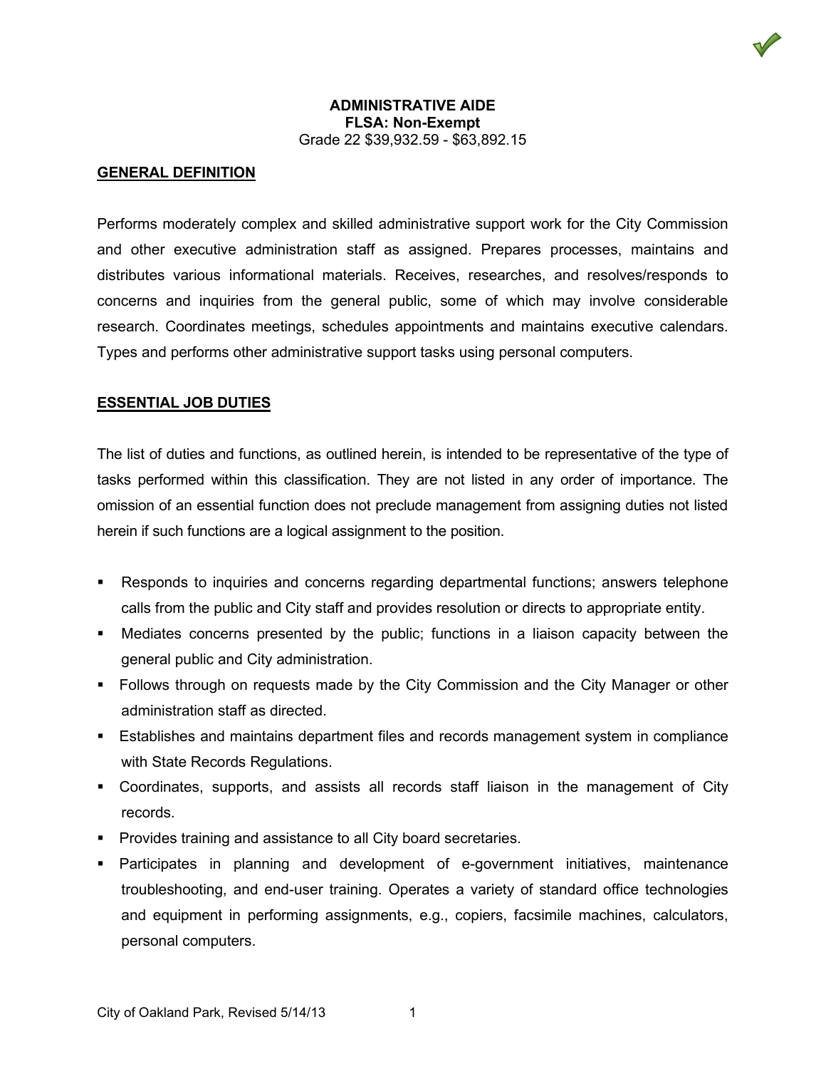# ADMINISTRATIVE AIDE

**FLSA: Non-Exempt**

Grade 22 $39,932.59 - $63,892.15

## GENERAL DEFINITION

Performs moderately complex and skilled administrative support work for the City Commission and other executive administration staff as assigned. Prepares processes, maintains and distributes various informational materials. Receives, researches, and resolves/responds to concerns and inquiries from the general public, some of which may involve considerable research. Coordinates meetings, schedules appointments and maintains executive calendars. Types and performs other administrative support tasks using personal computers.

## ESSENTIAL JOB DUTIES

The list of duties and functions, as outlined herein, is intended to be representative of the type of tasks performed within this classification. They are not listed in any order of importance. The omission of an essential function does not preclude management from assigning duties not listed herein if such functions are a logical assignment to the position.

- Responds to inquiries and concerns regarding departmental functions; answers telephone calls from the public and City staff and provides resolution or directs to appropriate entity.
- Mediates concerns presented by the public; functions in a liaison capacity between the general public and City administration.
- Follows through on requests made by the City Commission and the City Manager or other administration staff as directed.
- Establishes and maintains department files and records management system in compliance with State Records Regulations.
- Coordinates, supports, and assists all records staff liaison in the management of City records.
- Provides training and assistance to all City board secretaries.
- Participates in planning and development of e-government initiatives, maintenance troubleshooting, and end-user training. Operates a variety of standard office technologies and equipment in performing assignments, e.g., copiers, facsimile machines, calculators, personal computers.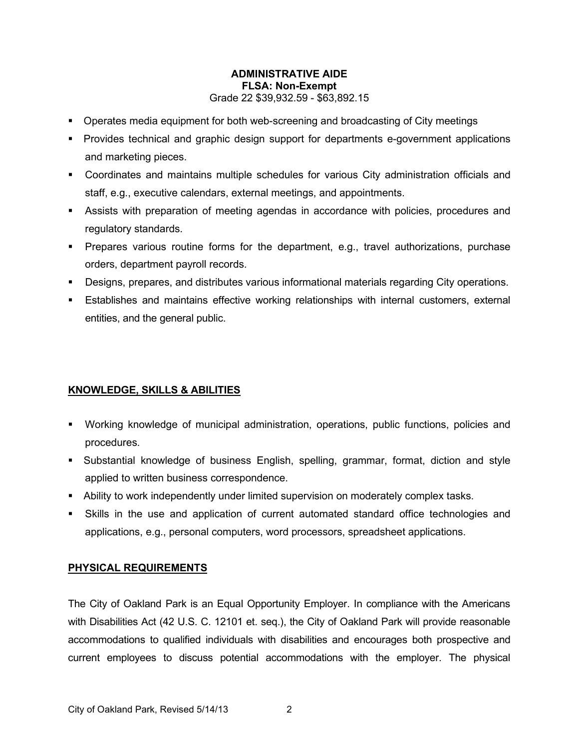**ADMINISTRATIVE AIDE**
**FLSA: Non-Exempt**
Grade 22 $39,932.59 - $63,892.15

- Operates media equipment for both web-screening and broadcasting of City meetings
- Provides technical and graphic design support for departments e-government applications and marketing pieces.
- Coordinates and maintains multiple schedules for various City administration officials and staff, e.g., executive calendars, external meetings, and appointments.
- Assists with preparation of meeting agendas in accordance with policies, procedures and regulatory standards.
- Prepares various routine forms for the department, e.g., travel authorizations, purchase orders, department payroll records.
- Designs, prepares, and distributes various informational materials regarding City operations.
- Establishes and maintains effective working relationships with internal customers, external entities, and the general public.

## KNOWLEDGE, SKILLS & ABILITIES

- Working knowledge of municipal administration, operations, public functions, policies and procedures.
- Substantial knowledge of business English, spelling, grammar, format, diction and style applied to written business correspondence.
- Ability to work independently under limited supervision on moderately complex tasks.
- Skills in the use and application of current automated standard office technologies and applications, e.g., personal computers, word processors, spreadsheet applications.

## PHYSICAL REQUIREMENTS

The City of Oakland Park is an Equal Opportunity Employer. In compliance with the Americans with Disabilities Act (42 U.S. C. 12101 et. seq.), the City of Oakland Park will provide reasonable accommodations to qualified individuals with disabilities and encourages both prospective and current employees to discuss potential accommodations with the employer. The physical

City of Oakland Park, Revised 5/14/13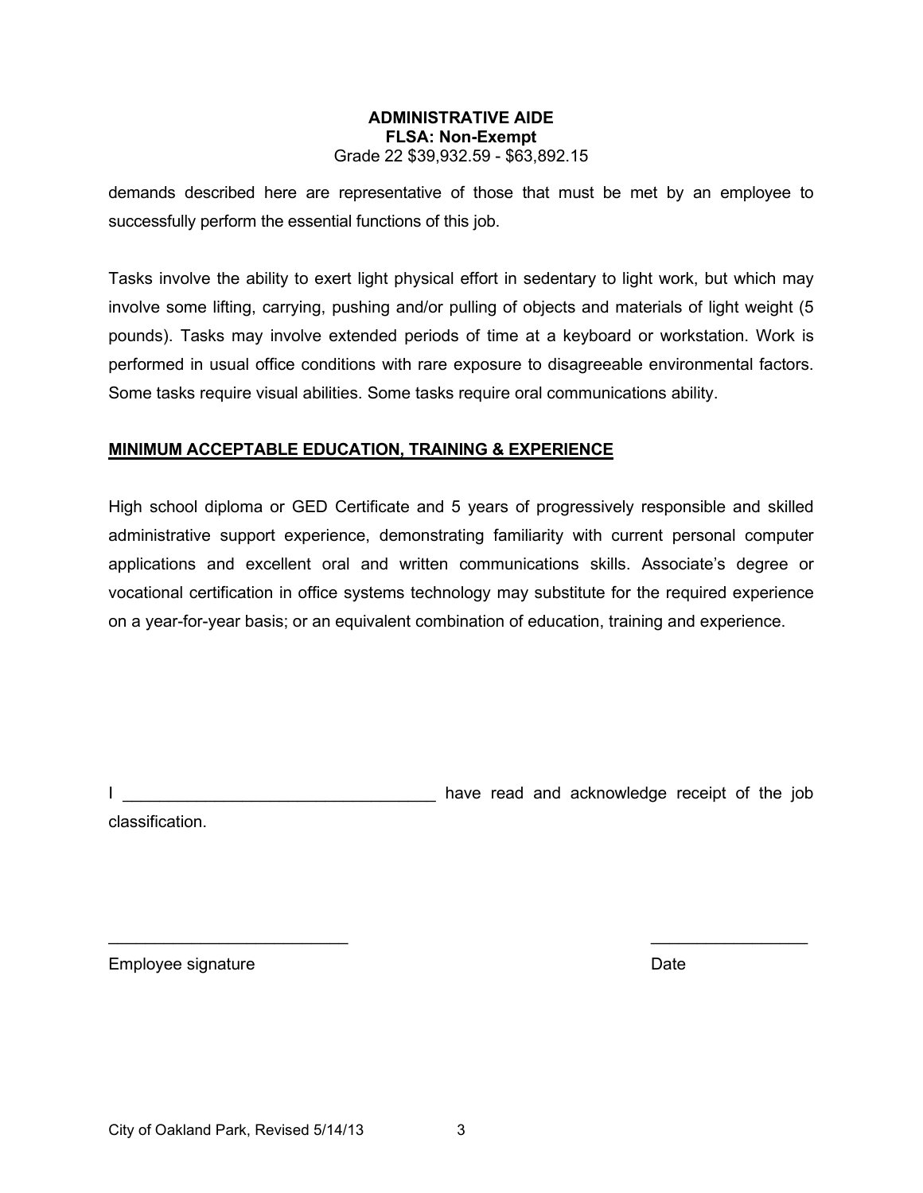**ADMINISTRATIVE AIDE**
**FLSA: Non-Exempt**
Grade 22 $39,932.59 - $63,892.15

demands described here are representative of those that must be met by an employee to successfully perform the essential functions of this job.

Tasks involve the ability to exert light physical effort in sedentary to light work, but which may involve some lifting, carrying, pushing and/or pulling of objects and materials of light weight (5 pounds). Tasks may involve extended periods of time at a keyboard or workstation. Work is performed in usual office conditions with rare exposure to disagreeable environmental factors. Some tasks require visual abilities. Some tasks require oral communications ability.

## MINIMUM ACCEPTABLE EDUCATION, TRAINING & EXPERIENCE

High school diploma or GED Certificate and 5 years of progressively responsible and skilled administrative support experience, demonstrating familiarity with current personal computer applications and excellent oral and written communications skills. Associate's degree or vocational certification in office systems technology may substitute for the required experience on a year-for-year basis; or an equivalent combination of education, training and experience.

I ________________________________ have read and acknowledge receipt of the job classification.

__________________________ &nbsp;&nbsp;&nbsp;&nbsp;&nbsp;&nbsp;&nbsp;&nbsp; _________________

Employee signature &nbsp;&nbsp;&nbsp;&nbsp;&nbsp;&nbsp;&nbsp;&nbsp; Date

City of Oakland Park, Revised 5/14/13